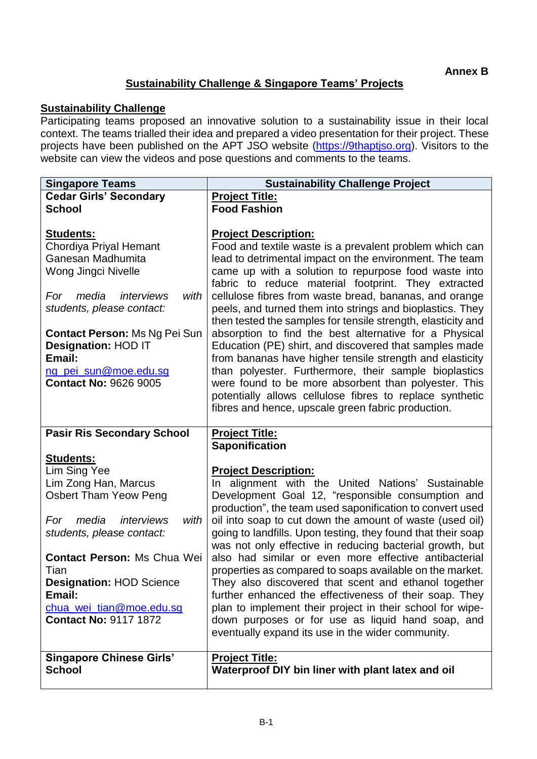**Annex B**

## Sustainability Challenge & Singapore Teams' Projects

### Sustainability Challenge

Participating teams proposed an innovative solution to a sustainability issue in their local context. The teams trialled their idea and prepared a video presentation for their project. These projects have been published on the APT JSO website (https://9thaptjso.org). Visitors to the website can view the videos and pose questions and comments to the teams.

| Singapore Teams | Sustainability Challenge Project |
|---|---|
| **Cedar Girls' Secondary School**<br><br>**Students:**<br>Chordiya Priyal Hemant<br>Ganesan Madhumita<br>Wong Jingci Nivelle<br><br>*For media interviews with students, please contact:*<br><br>**Contact Person:** Ms Ng Pei Sun<br>**Designation:** HOD IT<br>**Email:**<br>ng_pei_sun@moe.edu.sg<br>**Contact No:** 9626 9005 | **Project Title:**<br>**Food Fashion**<br><br>**Project Description:**<br>Food and textile waste is a prevalent problem which can lead to detrimental impact on the environment. The team came up with a solution to repurpose food waste into fabric to reduce material footprint. They extracted cellulose fibres from waste bread, bananas, and orange peels, and turned them into strings and bioplastics. They then tested the samples for tensile strength, elasticity and absorption to find the best alternative for a Physical Education (PE) shirt, and discovered that samples made from bananas have higher tensile strength and elasticity than polyester. Furthermore, their sample bioplastics were found to be more absorbent than polyester. This potentially allows cellulose fibres to replace synthetic fibres and hence, upscale green fabric production. |
| **Pasir Ris Secondary School**<br><br>**Students:**<br>Lim Sing Yee<br>Lim Zong Han, Marcus<br>Osbert Tham Yeow Peng<br><br>*For media interviews with students, please contact:*<br><br>**Contact Person:** Ms Chua Wei Tian<br>**Designation:** HOD Science<br>**Email:**<br>chua_wei_tian@moe.edu.sg<br>**Contact No:** 9117 1872 | **Project Title:**<br>**Saponification**<br><br>**Project Description:**<br>In alignment with the United Nations' Sustainable Development Goal 12, "responsible consumption and production", the team used saponification to convert used oil into soap to cut down the amount of waste (used oil) going to landfills. Upon testing, they found that their soap was not only effective in reducing bacterial growth, but also had similar or even more effective antibacterial properties as compared to soaps available on the market. They also discovered that scent and ethanol together further enhanced the effectiveness of their soap. They plan to implement their project in their school for wipe-down purposes or for use as liquid hand soap, and eventually expand its use in the wider community. |
| **Singapore Chinese Girls' School** | **Project Title:**<br>**Waterproof DIY bin liner with plant latex and oil** |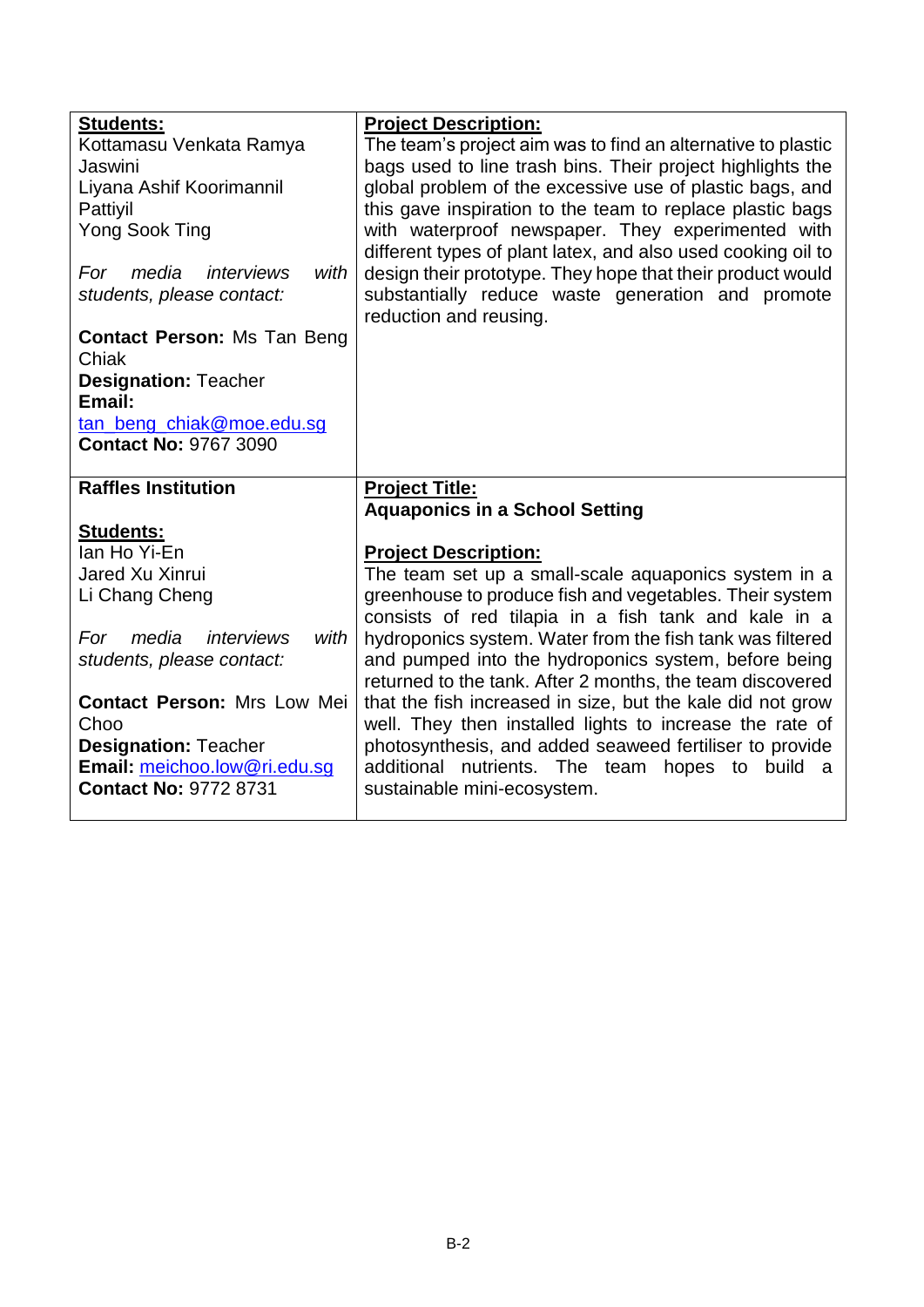| | |
|---|---|
| **Students:**<br>Kottamasu Venkata Ramya Jaswini<br>Liyana Ashif Koorimannil Pattiyil<br>Yong Sook Ting<br><br>*For media interviews with students, please contact:*<br><br>**Contact Person:** Ms Tan Beng Chiak<br>**Designation:** Teacher<br>**Email:** tan_beng_chiak@moe.edu.sg<br>**Contact No:** 9767 3090 | **Project Description:**<br>The team's project aim was to find an alternative to plastic bags used to line trash bins. Their project highlights the global problem of the excessive use of plastic bags, and this gave inspiration to the team to replace plastic bags with waterproof newspaper. They experimented with different types of plant latex, and also used cooking oil to design their prototype. They hope that their product would substantially reduce waste generation and promote reduction and reusing. |
| **Raffles Institution**<br><br>**Students:**<br>Ian Ho Yi-En<br>Jared Xu Xinrui<br>Li Chang Cheng<br><br>*For media interviews with students, please contact:*<br><br>**Contact Person:** Mrs Low Mei Choo<br>**Designation:** Teacher<br>**Email:** meichoo.low@ri.edu.sg<br>**Contact No:** 9772 8731 | **Project Title:**<br>**Aquaponics in a School Setting**<br><br>**Project Description:**<br>The team set up a small-scale aquaponics system in a greenhouse to produce fish and vegetables. Their system consists of red tilapia in a fish tank and kale in a hydroponics system. Water from the fish tank was filtered and pumped into the hydroponics system, before being returned to the tank. After 2 months, the team discovered that the fish increased in size, but the kale did not grow well. They then installed lights to increase the rate of photosynthesis, and added seaweed fertiliser to provide additional nutrients. The team hopes to build a sustainable mini-ecosystem. |